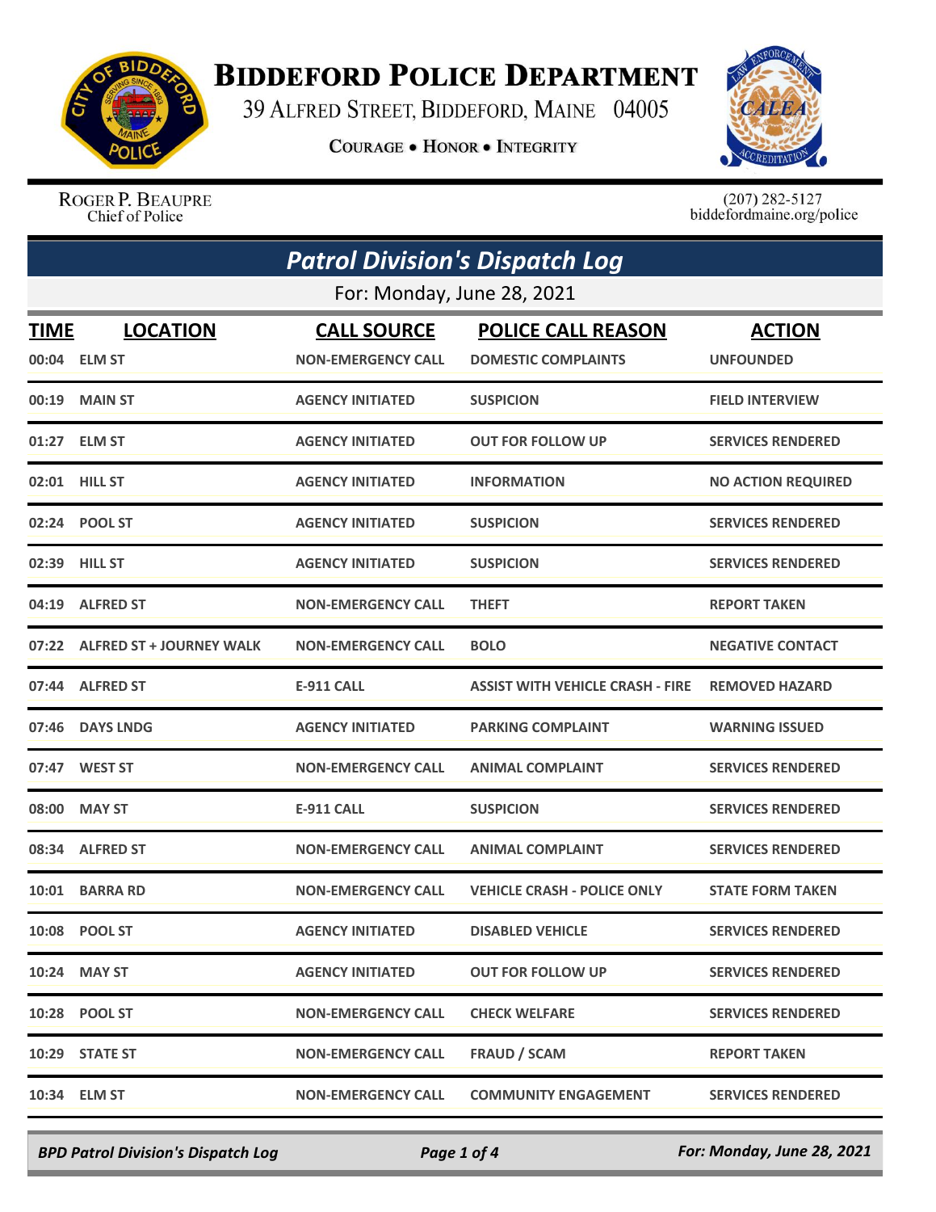# Biddeford Police Department

39 Alfred Street, Biddeford, Maine 04005

Courage • Honor • Integrity

Roger P. Beaupre
Chief of Police

(207) 282-5127
biddefordmaine.org/police

## Patrol Division's Dispatch Log

For: Monday, June 28, 2021

| TIME | LOCATION | CALL SOURCE | POLICE CALL REASON | ACTION |
|---|---|---|---|---|
| 00:04 | ELM ST | NON-EMERGENCY CALL | DOMESTIC COMPLAINTS | UNFOUNDED |
| 00:19 | MAIN ST | AGENCY INITIATED | SUSPICION | FIELD INTERVIEW |
| 01:27 | ELM ST | AGENCY INITIATED | OUT FOR FOLLOW UP | SERVICES RENDERED |
| 02:01 | HILL ST | AGENCY INITIATED | INFORMATION | NO ACTION REQUIRED |
| 02:24 | POOL ST | AGENCY INITIATED | SUSPICION | SERVICES RENDERED |
| 02:39 | HILL ST | AGENCY INITIATED | SUSPICION | SERVICES RENDERED |
| 04:19 | ALFRED ST | NON-EMERGENCY CALL | THEFT | REPORT TAKEN |
| 07:22 | ALFRED ST + JOURNEY WALK | NON-EMERGENCY CALL | BOLO | NEGATIVE CONTACT |
| 07:44 | ALFRED ST | E-911 CALL | ASSIST WITH VEHICLE CRASH - FIRE | REMOVED HAZARD |
| 07:46 | DAYS LNDG | AGENCY INITIATED | PARKING COMPLAINT | WARNING ISSUED |
| 07:47 | WEST ST | NON-EMERGENCY CALL | ANIMAL COMPLAINT | SERVICES RENDERED |
| 08:00 | MAY ST | E-911 CALL | SUSPICION | SERVICES RENDERED |
| 08:34 | ALFRED ST | NON-EMERGENCY CALL | ANIMAL COMPLAINT | SERVICES RENDERED |
| 10:01 | BARRA RD | NON-EMERGENCY CALL | VEHICLE CRASH - POLICE ONLY | STATE FORM TAKEN |
| 10:08 | POOL ST | AGENCY INITIATED | DISABLED VEHICLE | SERVICES RENDERED |
| 10:24 | MAY ST | AGENCY INITIATED | OUT FOR FOLLOW UP | SERVICES RENDERED |
| 10:28 | POOL ST | NON-EMERGENCY CALL | CHECK WELFARE | SERVICES RENDERED |
| 10:29 | STATE ST | NON-EMERGENCY CALL | FRAUD / SCAM | REPORT TAKEN |
| 10:34 | ELM ST | NON-EMERGENCY CALL | COMMUNITY ENGAGEMENT | SERVICES RENDERED |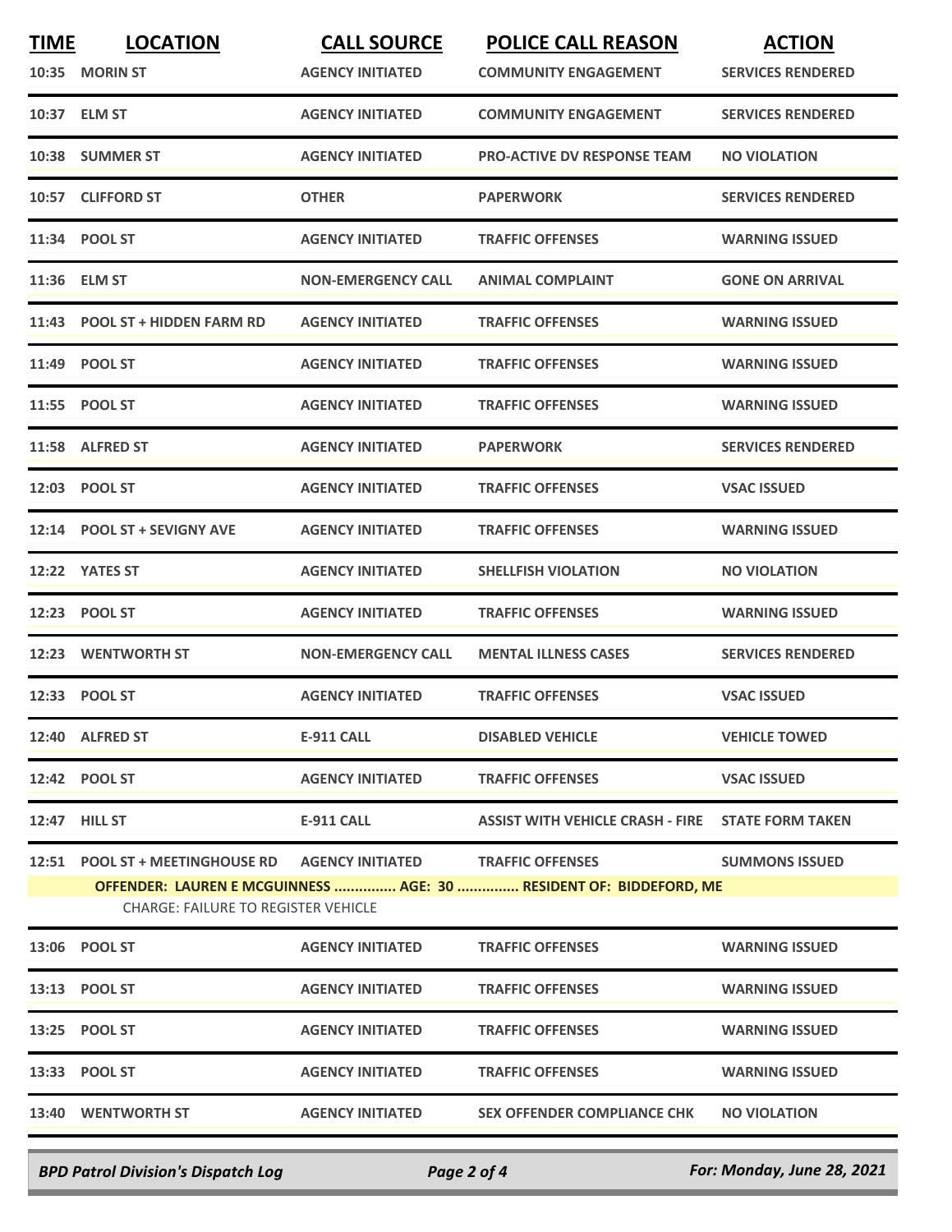| TIME | LOCATION | CALL SOURCE | POLICE CALL REASON | ACTION |
|---|---|---|---|---|
| 10:35 | MORIN ST | AGENCY INITIATED | COMMUNITY ENGAGEMENT | SERVICES RENDERED |
| 10:37 | ELM ST | AGENCY INITIATED | COMMUNITY ENGAGEMENT | SERVICES RENDERED |
| 10:38 | SUMMER ST | AGENCY INITIATED | PRO-ACTIVE DV RESPONSE TEAM | NO VIOLATION |
| 10:57 | CLIFFORD ST | OTHER | PAPERWORK | SERVICES RENDERED |
| 11:34 | POOL ST | AGENCY INITIATED | TRAFFIC OFFENSES | WARNING ISSUED |
| 11:36 | ELM ST | NON-EMERGENCY CALL | ANIMAL COMPLAINT | GONE ON ARRIVAL |
| 11:43 | POOL ST + HIDDEN FARM RD | AGENCY INITIATED | TRAFFIC OFFENSES | WARNING ISSUED |
| 11:49 | POOL ST | AGENCY INITIATED | TRAFFIC OFFENSES | WARNING ISSUED |
| 11:55 | POOL ST | AGENCY INITIATED | TRAFFIC OFFENSES | WARNING ISSUED |
| 11:58 | ALFRED ST | AGENCY INITIATED | PAPERWORK | SERVICES RENDERED |
| 12:03 | POOL ST | AGENCY INITIATED | TRAFFIC OFFENSES | VSAC ISSUED |
| 12:14 | POOL ST + SEVIGNY AVE | AGENCY INITIATED | TRAFFIC OFFENSES | WARNING ISSUED |
| 12:22 | YATES ST | AGENCY INITIATED | SHELLFISH VIOLATION | NO VIOLATION |
| 12:23 | POOL ST | AGENCY INITIATED | TRAFFIC OFFENSES | WARNING ISSUED |
| 12:23 | WENTWORTH ST | NON-EMERGENCY CALL | MENTAL ILLNESS CASES | SERVICES RENDERED |
| 12:33 | POOL ST | AGENCY INITIATED | TRAFFIC OFFENSES | VSAC ISSUED |
| 12:40 | ALFRED ST | E-911 CALL | DISABLED VEHICLE | VEHICLE TOWED |
| 12:42 | POOL ST | AGENCY INITIATED | TRAFFIC OFFENSES | VSAC ISSUED |
| 12:47 | HILL ST | E-911 CALL | ASSIST WITH VEHICLE CRASH - FIRE | STATE FORM TAKEN |
| 12:51 | POOL ST + MEETINGHOUSE RD | AGENCY INITIATED | TRAFFIC OFFENSES | SUMMONS ISSUED |
| | OFFENDER: LAUREN E MCGUINNESS ............... AGE: 30 ............... RESIDENT OF: BIDDEFORD, ME<br>CHARGE: FAILURE TO REGISTER VEHICLE | | | |
| 13:06 | POOL ST | AGENCY INITIATED | TRAFFIC OFFENSES | WARNING ISSUED |
| 13:13 | POOL ST | AGENCY INITIATED | TRAFFIC OFFENSES | WARNING ISSUED |
| 13:25 | POOL ST | AGENCY INITIATED | TRAFFIC OFFENSES | WARNING ISSUED |
| 13:33 | POOL ST | AGENCY INITIATED | TRAFFIC OFFENSES | WARNING ISSUED |
| 13:40 | WENTWORTH ST | AGENCY INITIATED | SEX OFFENDER COMPLIANCE CHK | NO VIOLATION |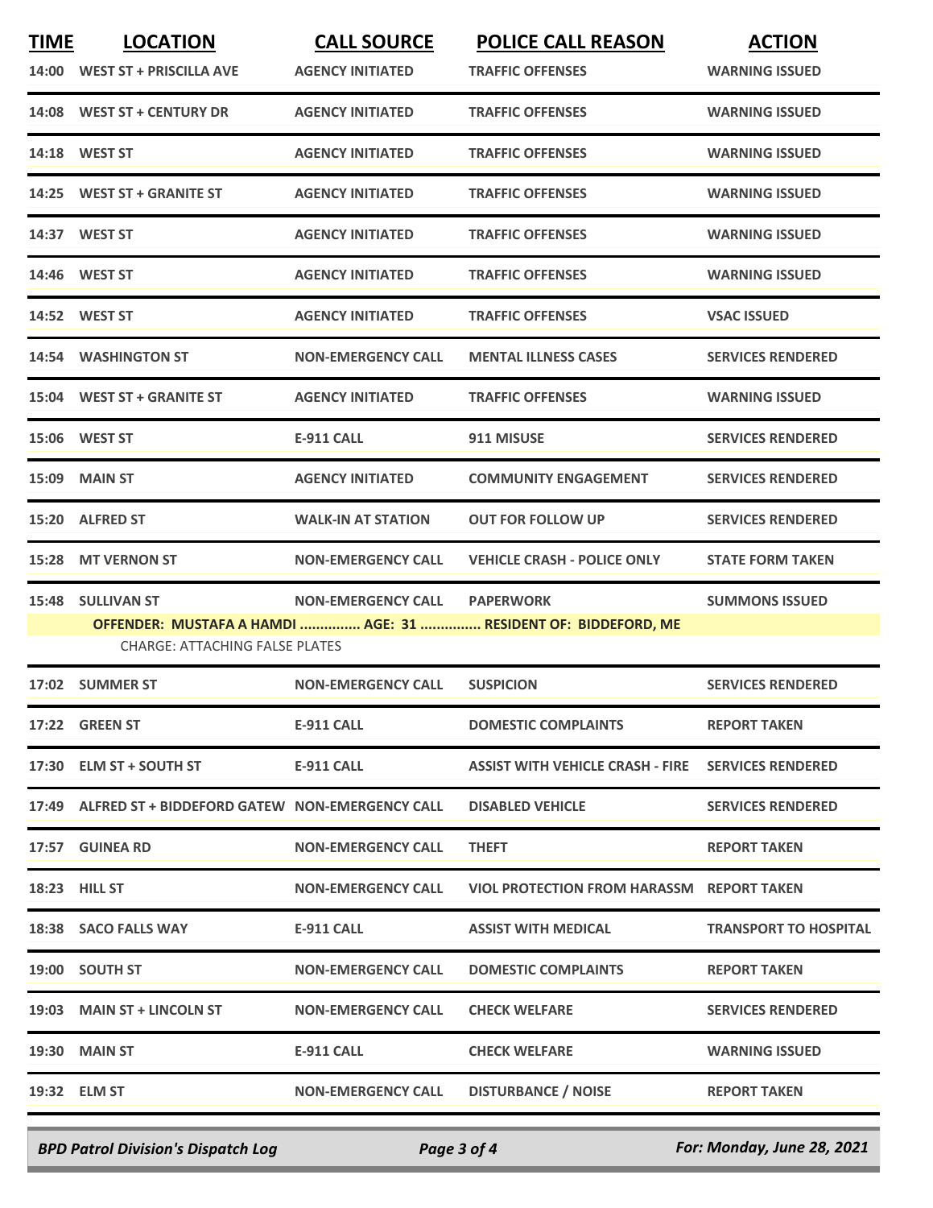| TIME | LOCATION | CALL SOURCE | POLICE CALL REASON | ACTION |
|---|---|---|---|---|
| 14:00 | WEST ST + PRISCILLA AVE | AGENCY INITIATED | TRAFFIC OFFENSES | WARNING ISSUED |
| 14:08 | WEST ST + CENTURY DR | AGENCY INITIATED | TRAFFIC OFFENSES | WARNING ISSUED |
| 14:18 | WEST ST | AGENCY INITIATED | TRAFFIC OFFENSES | WARNING ISSUED |
| 14:25 | WEST ST + GRANITE ST | AGENCY INITIATED | TRAFFIC OFFENSES | WARNING ISSUED |
| 14:37 | WEST ST | AGENCY INITIATED | TRAFFIC OFFENSES | WARNING ISSUED |
| 14:46 | WEST ST | AGENCY INITIATED | TRAFFIC OFFENSES | WARNING ISSUED |
| 14:52 | WEST ST | AGENCY INITIATED | TRAFFIC OFFENSES | VSAC ISSUED |
| 14:54 | WASHINGTON ST | NON-EMERGENCY CALL | MENTAL ILLNESS CASES | SERVICES RENDERED |
| 15:04 | WEST ST + GRANITE ST | AGENCY INITIATED | TRAFFIC OFFENSES | WARNING ISSUED |
| 15:06 | WEST ST | E-911 CALL | 911 MISUSE | SERVICES RENDERED |
| 15:09 | MAIN ST | AGENCY INITIATED | COMMUNITY ENGAGEMENT | SERVICES RENDERED |
| 15:20 | ALFRED ST | WALK-IN AT STATION | OUT FOR FOLLOW UP | SERVICES RENDERED |
| 15:28 | MT VERNON ST | NON-EMERGENCY CALL | VEHICLE CRASH - POLICE ONLY | STATE FORM TAKEN |
| 15:48 | SULLIVAN ST | NON-EMERGENCY CALL | PAPERWORK | SUMMONS ISSUED |
| | OFFENDER: MUSTAFA A HAMDI ............... AGE: 31 ............... RESIDENT OF: BIDDEFORD, ME | | | |
| | CHARGE: ATTACHING FALSE PLATES | | | |
| 17:02 | SUMMER ST | NON-EMERGENCY CALL | SUSPICION | SERVICES RENDERED |
| 17:22 | GREEN ST | E-911 CALL | DOMESTIC COMPLAINTS | REPORT TAKEN |
| 17:30 | ELM ST + SOUTH ST | E-911 CALL | ASSIST WITH VEHICLE CRASH - FIRE | SERVICES RENDERED |
| 17:49 | ALFRED ST + BIDDEFORD GATEW | NON-EMERGENCY CALL | DISABLED VEHICLE | SERVICES RENDERED |
| 17:57 | GUINEA RD | NON-EMERGENCY CALL | THEFT | REPORT TAKEN |
| 18:23 | HILL ST | NON-EMERGENCY CALL | VIOL PROTECTION FROM HARASSM | REPORT TAKEN |
| 18:38 | SACO FALLS WAY | E-911 CALL | ASSIST WITH MEDICAL | TRANSPORT TO HOSPITAL |
| 19:00 | SOUTH ST | NON-EMERGENCY CALL | DOMESTIC COMPLAINTS | REPORT TAKEN |
| 19:03 | MAIN ST + LINCOLN ST | NON-EMERGENCY CALL | CHECK WELFARE | SERVICES RENDERED |
| 19:30 | MAIN ST | E-911 CALL | CHECK WELFARE | WARNING ISSUED |
| 19:32 | ELM ST | NON-EMERGENCY CALL | DISTURBANCE / NOISE | REPORT TAKEN |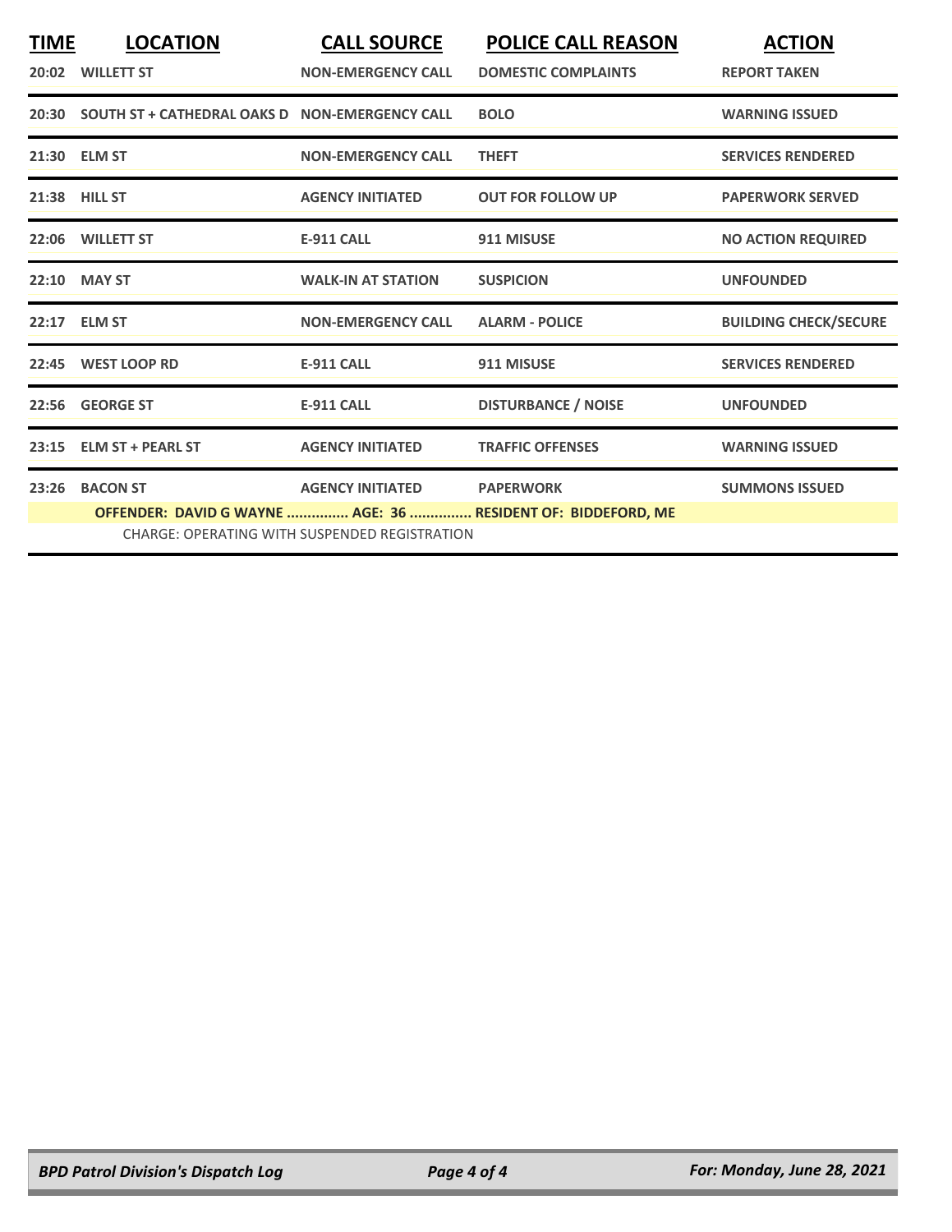| TIME | LOCATION | CALL SOURCE | POLICE CALL REASON | ACTION |
|---|---|---|---|---|
| 20:02 | WILLETT ST | NON-EMERGENCY CALL | DOMESTIC COMPLAINTS | REPORT TAKEN |
| 20:30 | SOUTH ST + CATHEDRAL OAKS D | NON-EMERGENCY CALL | BOLO | WARNING ISSUED |
| 21:30 | ELM ST | NON-EMERGENCY CALL | THEFT | SERVICES RENDERED |
| 21:38 | HILL ST | AGENCY INITIATED | OUT FOR FOLLOW UP | PAPERWORK SERVED |
| 22:06 | WILLETT ST | E-911 CALL | 911 MISUSE | NO ACTION REQUIRED |
| 22:10 | MAY ST | WALK-IN AT STATION | SUSPICION | UNFOUNDED |
| 22:17 | ELM ST | NON-EMERGENCY CALL | ALARM - POLICE | BUILDING CHECK/SECURE |
| 22:45 | WEST LOOP RD | E-911 CALL | 911 MISUSE | SERVICES RENDERED |
| 22:56 | GEORGE ST | E-911 CALL | DISTURBANCE / NOISE | UNFOUNDED |
| 23:15 | ELM ST + PEARL ST | AGENCY INITIATED | TRAFFIC OFFENSES | WARNING ISSUED |
| 23:26 | BACON ST | AGENCY INITIATED | PAPERWORK | SUMMONS ISSUED |

**OFFENDER: DAVID G WAYNE ............... AGE: 36 ............... RESIDENT OF: BIDDEFORD, ME**

CHARGE: OPERATING WITH SUSPENDED REGISTRATION

*BPD Patrol Division's Dispatch Log* — *For: Monday, June 28, 2021*